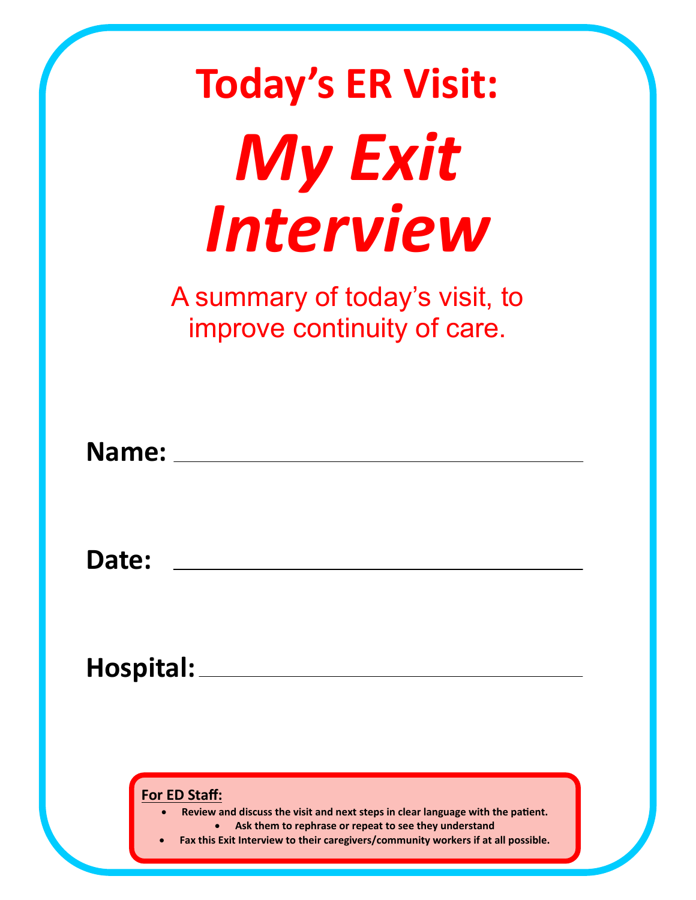# Today's ER Visit:

# *My Exit Interview*

A summary of today's visit, to improve continuity of care.

**Name:** ______________________________

**Date:** ______________________________

**Hospital:** ______________________________

**For ED Staff:**

- **Review and discuss the visit and next steps in clear language with the patient.**
  - **Ask them to rephrase or repeat to see they understand**
- **Fax this Exit Interview to their caregivers/community workers if at all possible.**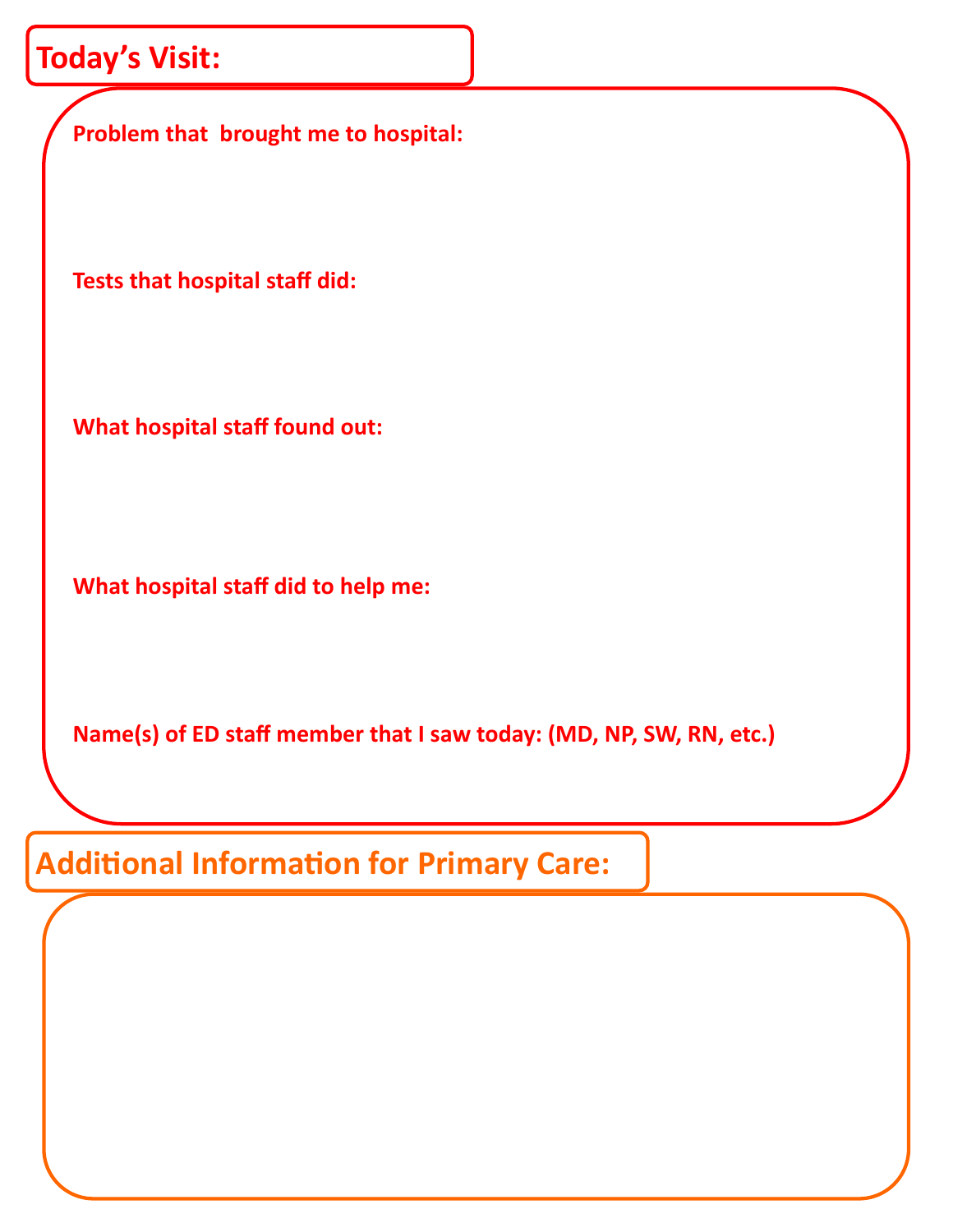## Today's Visit:

**Problem that brought me to hospital:**

**Tests that hospital staff did:**

**What hospital staff found out:**

**What hospital staff did to help me:**

**Name(s) of ED staff member that I saw today: (MD, NP, SW, RN, etc.)**

## Additional Information for Primary Care: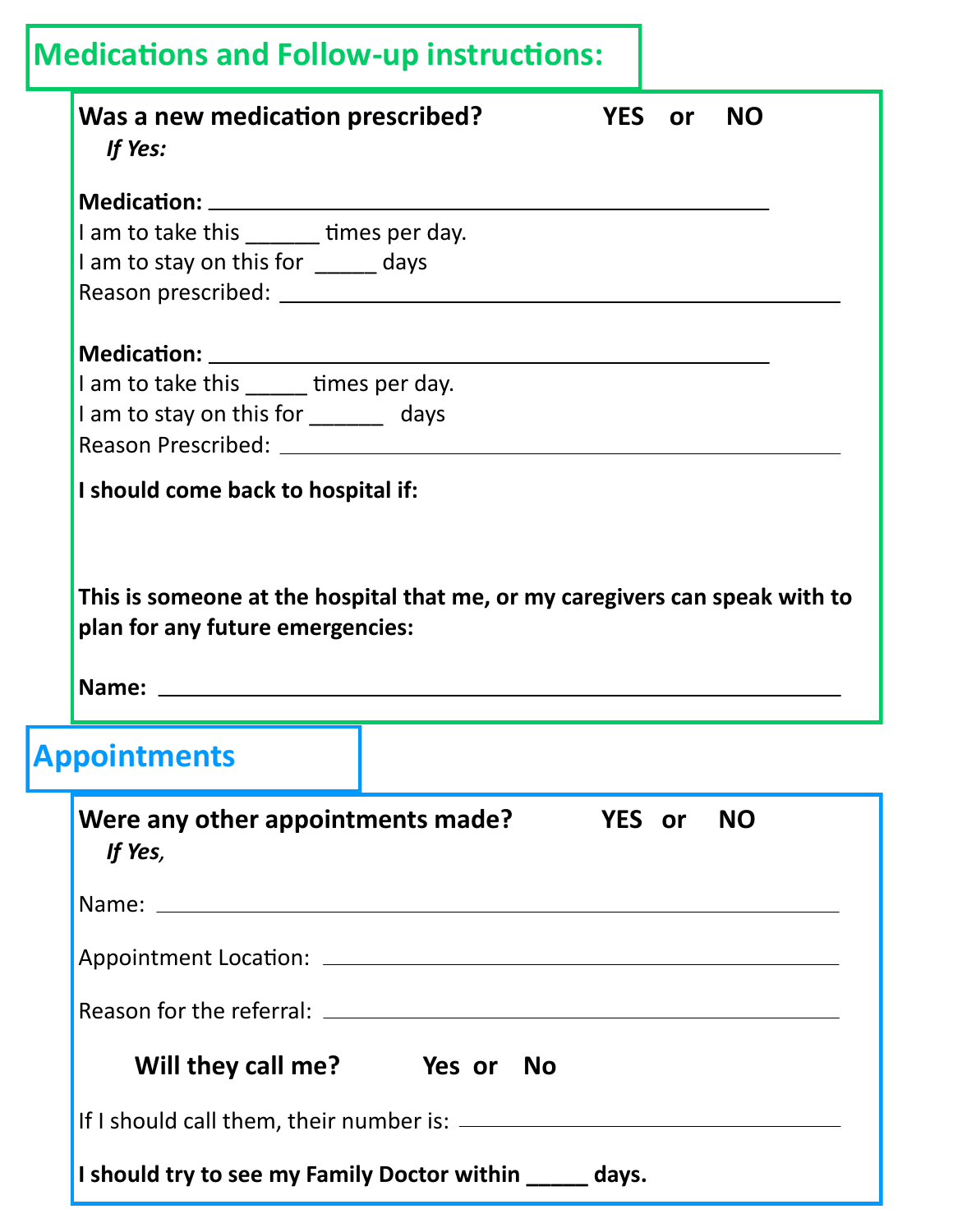## Medications and Follow-up instructions:

**Was a new medication prescribed? YES or NO**

***If Yes:***

**Medication:** ________________________________________________

I am to take this ______ times per day.

I am to stay on this for _____ days

Reason prescribed: ________________________________________________

**Medication:** ________________________________________________

I am to take this _____ times per day.

I am to stay on this for ______ days

Reason Prescribed: ________________________________________________

**I should come back to hospital if:**

**This is someone at the hospital that me, or my caregivers can speak with to plan for any future emergencies:**

**Name:** ________________________________________________

## Appointments

**Were any other appointments made? YES or NO**

***If Yes,***

Name: ________________________________________________

Appointment Location: ________________________________________________

Reason for the referral: ________________________________________________

**Will they call me? Yes or No**

If I should call them, their number is: ________________________________

**I should try to see my Family Doctor within _____ days.**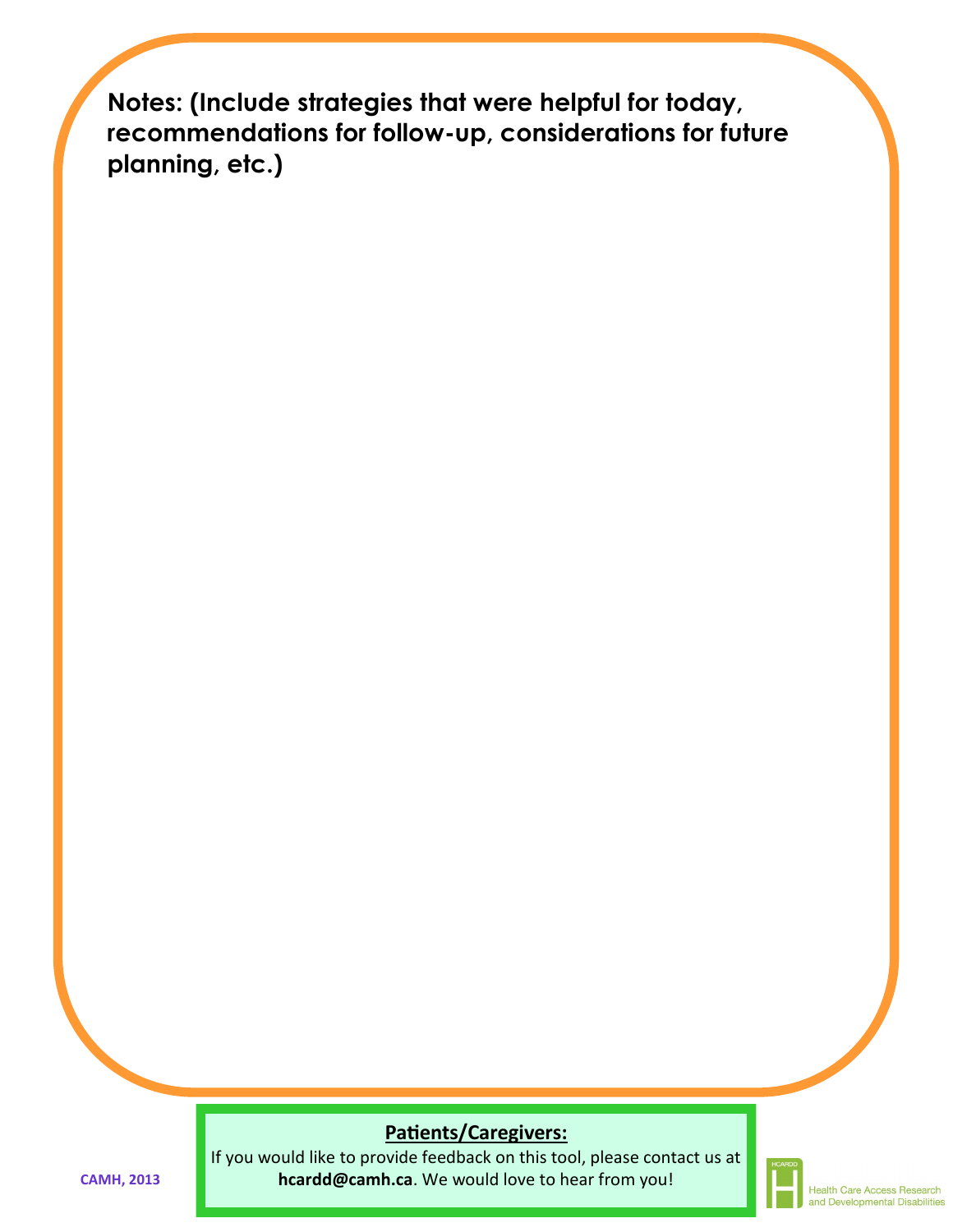**Notes: (Include strategies that were helpful for today, recommendations for follow-up, considerations for future planning, etc.)**

**Patients/Caregivers:**

If you would like to provide feedback on this tool, please contact us at **hcardd@camh.ca**. We would love to hear from you!

CAMH, 2013

HCARDD

Health Care Access Research and Developmental Disabilities